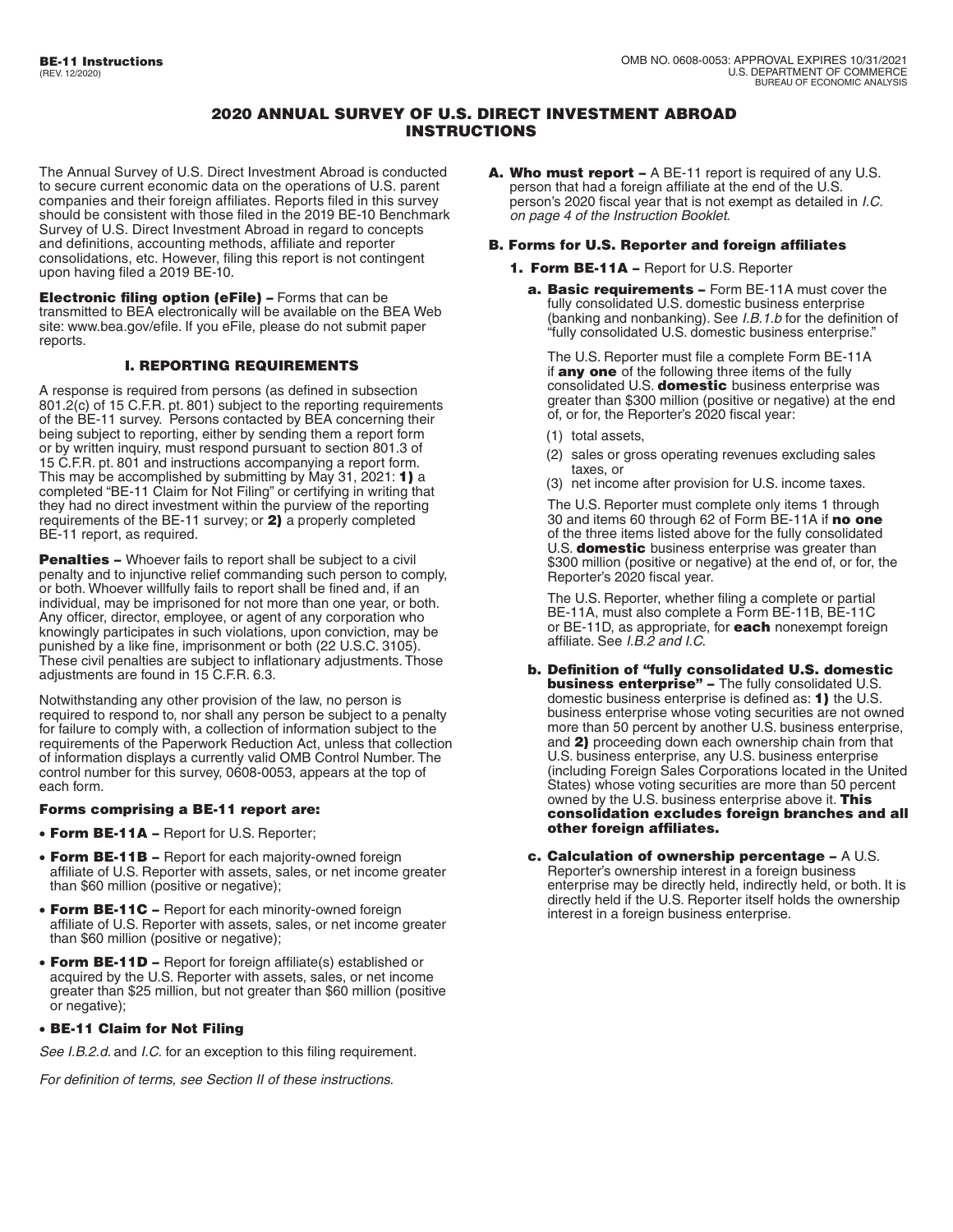**BE-11 Instructions**
(REV. 12/2020)

OMB NO. 0608-0053: APPROVAL EXPIRES 10/31/2021
U.S. DEPARTMENT OF COMMERCE
BUREAU OF ECONOMIC ANALYSIS

# 2020 ANNUAL SURVEY OF U.S. DIRECT INVESTMENT ABROAD INSTRUCTIONS

The Annual Survey of U.S. Direct Investment Abroad is conducted to secure current economic data on the operations of U.S. parent companies and their foreign affiliates. Reports filed in this survey should be consistent with those filed in the 2019 BE-10 Benchmark Survey of U.S. Direct Investment Abroad in regard to concepts and definitions, accounting methods, affiliate and reporter consolidations, etc. However, filing this report is not contingent upon having filed a 2019 BE-10.

**Electronic filing option (eFile) –** Forms that can be transmitted to BEA electronically will be available on the BEA Web site: www.bea.gov/efile. If you eFile, please do not submit paper reports.

## I. REPORTING REQUIREMENTS

A response is required from persons (as defined in subsection 801.2(c) of 15 C.F.R. pt. 801) subject to the reporting requirements of the BE-11 survey. Persons contacted by BEA concerning their being subject to reporting, either by sending them a report form or by written inquiry, must respond pursuant to section 801.3 of 15 C.F.R. pt. 801 and instructions accompanying a report form. This may be accomplished by submitting by May 31, 2021: **1)** a completed "BE-11 Claim for Not Filing" or certifying in writing that they had no direct investment within the purview of the reporting requirements of the BE-11 survey; or **2)** a properly completed BE-11 report, as required.

**Penalties –** Whoever fails to report shall be subject to a civil penalty and to injunctive relief commanding such person to comply, or both. Whoever willfully fails to report shall be fined and, if an individual, may be imprisoned for not more than one year, or both. Any officer, director, employee, or agent of any corporation who knowingly participates in such violations, upon conviction, may be punished by a like fine, imprisonment or both (22 U.S.C. 3105). These civil penalties are subject to inflationary adjustments. Those adjustments are found in 15 C.F.R. 6.3.

Notwithstanding any other provision of the law, no person is required to respond to, nor shall any person be subject to a penalty for failure to comply with, a collection of information subject to the requirements of the Paperwork Reduction Act, unless that collection of information displays a currently valid OMB Control Number. The control number for this survey, 0608-0053, appears at the top of each form.

### Forms comprising a BE-11 report are:

- **Form BE-11A –** Report for U.S. Reporter;
- **Form BE-11B –** Report for each majority-owned foreign affiliate of U.S. Reporter with assets, sales, or net income greater than $60 million (positive or negative);
- **Form BE-11C –** Report for each minority-owned foreign affiliate of U.S. Reporter with assets, sales, or net income greater than $60 million (positive or negative);
- **Form BE-11D –** Report for foreign affiliate(s) established or acquired by the U.S. Reporter with assets, sales, or net income greater than $25 million, but not greater than $60 million (positive or negative);
- **BE-11 Claim for Not Filing**

*See I.B.2.d.* and *I.C.* for an exception to this filing requirement.

*For definition of terms, see Section II of these instructions.*

**A. Who must report –** A BE-11 report is required of any U.S. person that had a foreign affiliate at the end of the U.S. person's 2020 fiscal year that is not exempt as detailed in *I.C. on page 4 of the Instruction Booklet*.

### B. Forms for U.S. Reporter and foreign affiliates

**1. Form BE-11A –** Report for U.S. Reporter

**a. Basic requirements –** Form BE-11A must cover the fully consolidated U.S. domestic business enterprise (banking and nonbanking). See *I.B.1.b* for the definition of "fully consolidated U.S. domestic business enterprise."

The U.S. Reporter must file a complete Form BE-11A if **any one** of the following three items of the fully consolidated U.S. **domestic** business enterprise was greater than $300 million (positive or negative) at the end of, or for, the Reporter's 2020 fiscal year:

(1) total assets,
(2) sales or gross operating revenues excluding sales taxes, or
(3) net income after provision for U.S. income taxes.

The U.S. Reporter must complete only items 1 through 30 and items 60 through 62 of Form BE-11A if **no one** of the three items listed above for the fully consolidated U.S. **domestic** business enterprise was greater than $300 million (positive or negative) at the end of, or for, the Reporter's 2020 fiscal year.

The U.S. Reporter, whether filing a complete or partial BE-11A, must also complete a Form BE-11B, BE-11C or BE-11D, as appropriate, for **each** nonexempt foreign affiliate. See *I.B.2 and I.C.*

**b. Definition of "fully consolidated U.S. domestic business enterprise" –** The fully consolidated U.S. domestic business enterprise is defined as: **1)** the U.S. business enterprise whose voting securities are not owned more than 50 percent by another U.S. business enterprise, and **2)** proceeding down each ownership chain from that U.S. business enterprise, any U.S. business enterprise (including Foreign Sales Corporations located in the United States) whose voting securities are more than 50 percent owned by the U.S. business enterprise above it. **This consolidation excludes foreign branches and all other foreign affiliates.**

**c. Calculation of ownership percentage –** A U.S. Reporter's ownership interest in a foreign business enterprise may be directly held, indirectly held, or both. It is directly held if the U.S. Reporter itself holds the ownership interest in a foreign business enterprise.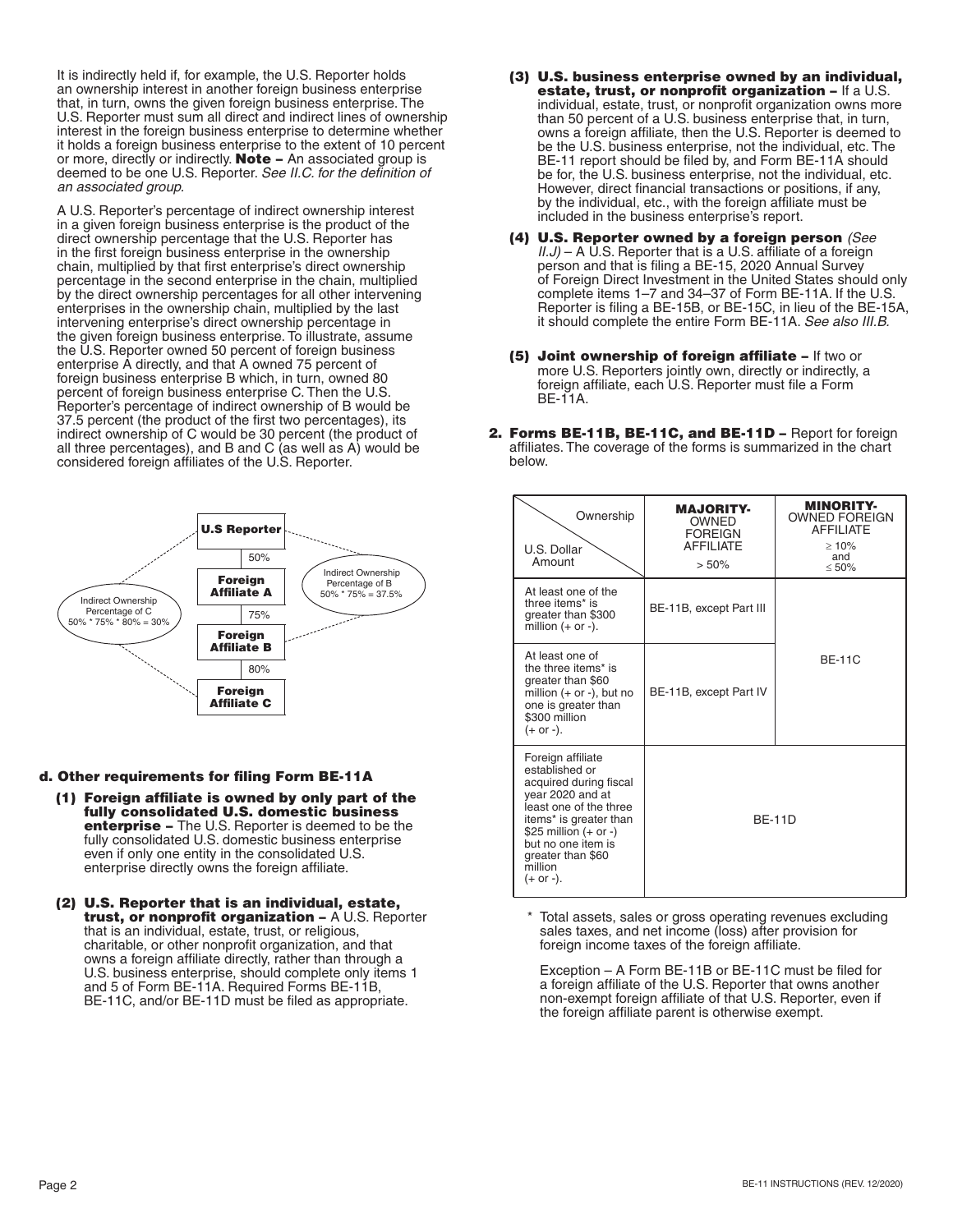It is indirectly held if, for example, the U.S. Reporter holds an ownership interest in another foreign business enterprise that, in turn, owns the given foreign business enterprise. The U.S. Reporter must sum all direct and indirect lines of ownership interest in the foreign business enterprise to determine whether it holds a foreign business enterprise to the extent of 10 percent or more, directly or indirectly. **Note –** An associated group is deemed to be one U.S. Reporter. *See II.C. for the definition of an associated group.*

A U.S. Reporter's percentage of indirect ownership interest in a given foreign business enterprise is the product of the direct ownership percentage that the U.S. Reporter has in the first foreign business enterprise in the ownership chain, multiplied by that first enterprise's direct ownership percentage in the second enterprise in the chain, multiplied by the direct ownership percentages for all other intervening enterprises in the ownership chain, multiplied by the last intervening enterprise's direct ownership percentage in the given foreign business enterprise. To illustrate, assume the U.S. Reporter owned 50 percent of foreign business enterprise A directly, and that A owned 75 percent of foreign business enterprise B which, in turn, owned 80 percent of foreign business enterprise C. Then the U.S. Reporter's percentage of indirect ownership of B would be 37.5 percent (the product of the first two percentages), its indirect ownership of C would be 30 percent (the product of all three percentages), and B and C (as well as A) would be considered foreign affiliates of the U.S. Reporter.

**U.S Reporter** → 50% → **Foreign Affiliate A** → 75% → **Foreign Affiliate B** → 80% → **Foreign Affiliate C**

Indirect Ownership Percentage of B: 50% * 75% = 37.5%

Indirect Ownership Percentage of C: 50% * 75% * 80% = 30%

#### d. Other requirements for filing Form BE-11A

**(1) Foreign affiliate is owned by only part of the fully consolidated U.S. domestic business enterprise –** The U.S. Reporter is deemed to be the fully consolidated U.S. domestic business enterprise even if only one entity in the consolidated U.S. enterprise directly owns the foreign affiliate.

**(2) U.S. Reporter that is an individual, estate, trust, or nonprofit organization –** A U.S. Reporter that is an individual, estate, trust, or religious, charitable, or other nonprofit organization, and that owns a foreign affiliate directly, rather than through a U.S. business enterprise, should complete only items 1 and 5 of Form BE-11A. Required Forms BE-11B, BE-11C, and/or BE-11D must be filed as appropriate.

**(3) U.S. business enterprise owned by an individual, estate, trust, or nonprofit organization –** If a U.S. individual, estate, trust, or nonprofit organization owns more than 50 percent of a U.S. business enterprise that, in turn, owns a foreign affiliate, then the U.S. Reporter is deemed to be the U.S. business enterprise, not the individual, etc. The BE-11 report should be filed by, and Form BE-11A should be for, the U.S. business enterprise, not the individual, etc. However, direct financial transactions or positions, if any, by the individual, etc., with the foreign affiliate must be included in the business enterprise's report.

**(4) U.S. Reporter owned by a foreign person** *(See II.J)* – A U.S. Reporter that is a U.S. affiliate of a foreign person and that is filing a BE-15, 2020 Annual Survey of Foreign Direct Investment in the United States should only complete items 1–7 and 34–37 of Form BE-11A. If the U.S. Reporter is filing a BE-15B, or BE-15C, in lieu of the BE-15A, it should complete the entire Form BE-11A. *See also III.B.*

**(5) Joint ownership of foreign affiliate –** If two or more U.S. Reporters jointly own, directly or indirectly, a foreign affiliate, each U.S. Reporter must file a Form BE-11A.

**2. Forms BE-11B, BE-11C, and BE-11D –** Report for foreign affiliates. The coverage of the forms is summarized in the chart below.

| U.S. Dollar Amount \ Ownership | **MAJORITY-** OWNED FOREIGN AFFILIATE > 50% | **MINORITY-** OWNED FOREIGN AFFILIATE ≥ 10% and ≤ 50% |
|---|---|---|
| At least one of the three items* is greater than $300 million (+ or -). | BE-11B, except Part III | BE-11C |
| At least one of the three items* is greater than $60 million (+ or -), but no one is greater than $300 million (+ or -). | BE-11B, except Part IV | BE-11C |
| Foreign affiliate established or acquired during fiscal year 2020 and at least one of the three items* is greater than $25 million (+ or -) but no one item is greater than $60 million (+ or -). | BE-11D | BE-11D |

\* Total assets, sales or gross operating revenues excluding sales taxes, and net income (loss) after provision for foreign income taxes of the foreign affiliate.

Exception – A Form BE-11B or BE-11C must be filed for a foreign affiliate of the U.S. Reporter that owns another non-exempt foreign affiliate of that U.S. Reporter, even if the foreign affiliate parent is otherwise exempt.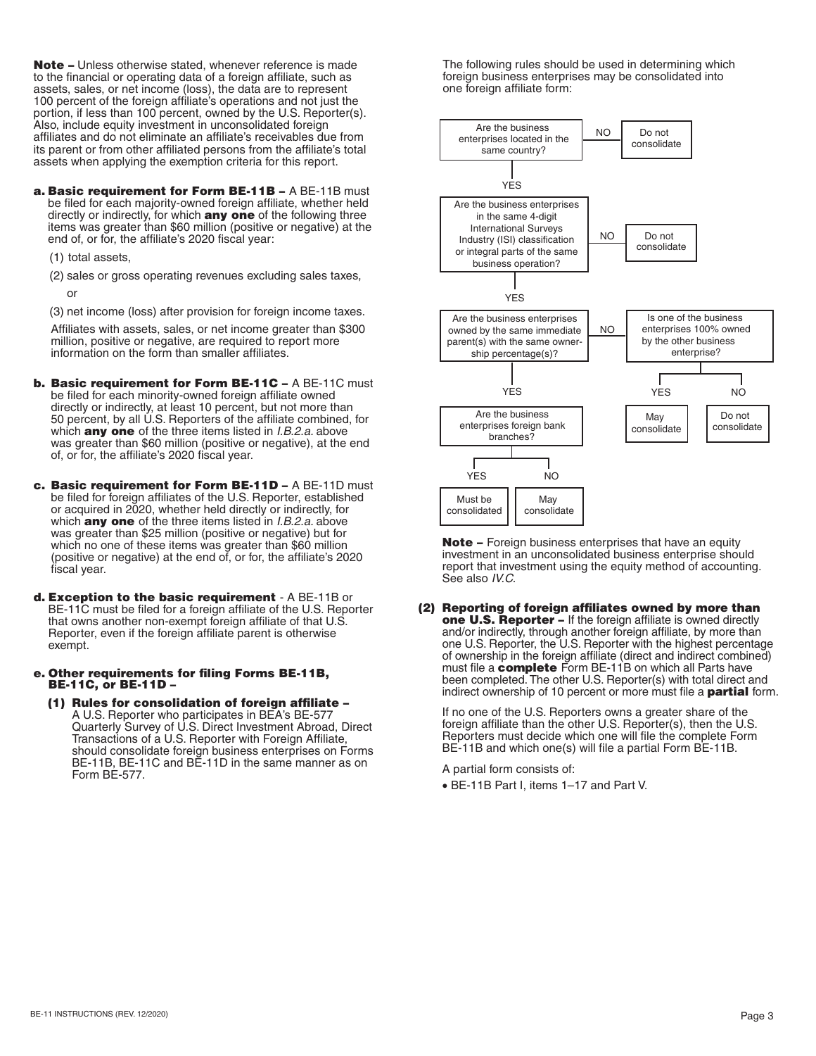**Note –** Unless otherwise stated, whenever reference is made to the financial or operating data of a foreign affiliate, such as assets, sales, or net income (loss), the data are to represent 100 percent of the foreign affiliate's operations and not just the portion, if less than 100 percent, owned by the U.S. Reporter(s). Also, include equity investment in unconsolidated foreign affiliates and do not eliminate an affiliate's receivables due from its parent or from other affiliated persons from the affiliate's total assets when applying the exemption criteria for this report.

**a. Basic requirement for Form BE-11B –** A BE-11B must be filed for each majority-owned foreign affiliate, whether held directly or indirectly, for which **any one** of the following three items was greater than $60 million (positive or negative) at the end of, or for, the affiliate's 2020 fiscal year:

(1) total assets,

(2) sales or gross operating revenues excluding sales taxes, or

(3) net income (loss) after provision for foreign income taxes.

Affiliates with assets, sales, or net income greater than $300 million, positive or negative, are required to report more information on the form than smaller affiliates.

**b. Basic requirement for Form BE-11C –** A BE-11C must be filed for each minority-owned foreign affiliate owned directly or indirectly, at least 10 percent, but not more than 50 percent, by all U.S. Reporters of the affiliate combined, for which **any one** of the three items listed in *I.B.2.a.* above was greater than $60 million (positive or negative), at the end of, or for, the affiliate's 2020 fiscal year.

**c. Basic requirement for Form BE-11D –** A BE-11D must be filed for foreign affiliates of the U.S. Reporter, established or acquired in 2020, whether held directly or indirectly, for which **any one** of the three items listed in *I.B.2.a.* above was greater than $25 million (positive or negative) but for which no one of these items was greater than $60 million (positive or negative) at the end of, or for, the affiliate's 2020 fiscal year.

**d. Exception to the basic requirement** - A BE-11B or BE-11C must be filed for a foreign affiliate of the U.S. Reporter that owns another non-exempt foreign affiliate of that U.S. Reporter, even if the foreign affiliate parent is otherwise exempt.

**e. Other requirements for filing Forms BE-11B, BE-11C, or BE-11D –**

**(1) Rules for consolidation of foreign affiliate –** A U.S. Reporter who participates in BEA's BE-577 Quarterly Survey of U.S. Direct Investment Abroad, Direct Transactions of a U.S. Reporter with Foreign Affiliate, should consolidate foreign business enterprises on Forms BE-11B, BE-11C and BE-11D in the same manner as on Form BE-577.

The following rules should be used in determining which foreign business enterprises may be consolidated into one foreign affiliate form:

- Are the business enterprises located in the same country?
  - NO → Do not consolidate
  - YES → Are the business enterprises in the same 4-digit International Surveys Industry (ISI) classification or integral parts of the same business operation?
    - NO → Do not consolidate
    - YES → Are the business enterprises owned by the same immediate parent(s) with the same ownership percentage(s)?
      - NO → Is one of the business enterprises 100% owned by the other business enterprise?
        - YES → May consolidate
        - NO → Do not consolidate
      - YES → Are the business enterprises foreign bank branches?
        - YES → Must be consolidated
        - NO → May consolidate

**Note –** Foreign business enterprises that have an equity investment in an unconsolidated business enterprise should report that investment using the equity method of accounting. See also *IV.C.*

**(2) Reporting of foreign affiliates owned by more than one U.S. Reporter –** If the foreign affiliate is owned directly and/or indirectly, through another foreign affiliate, by more than one U.S. Reporter, the U.S. Reporter with the highest percentage of ownership in the foreign affiliate (direct and indirect combined) must file a **complete** Form BE-11B on which all Parts have been completed. The other U.S. Reporter(s) with total direct and indirect ownership of 10 percent or more must file a **partial** form.

If no one of the U.S. Reporters owns a greater share of the foreign affiliate than the other U.S. Reporter(s), then the U.S. Reporters must decide which one will file the complete Form BE-11B and which one(s) will file a partial Form BE-11B.

A partial form consists of:

- BE-11B Part I, items 1–17 and Part V.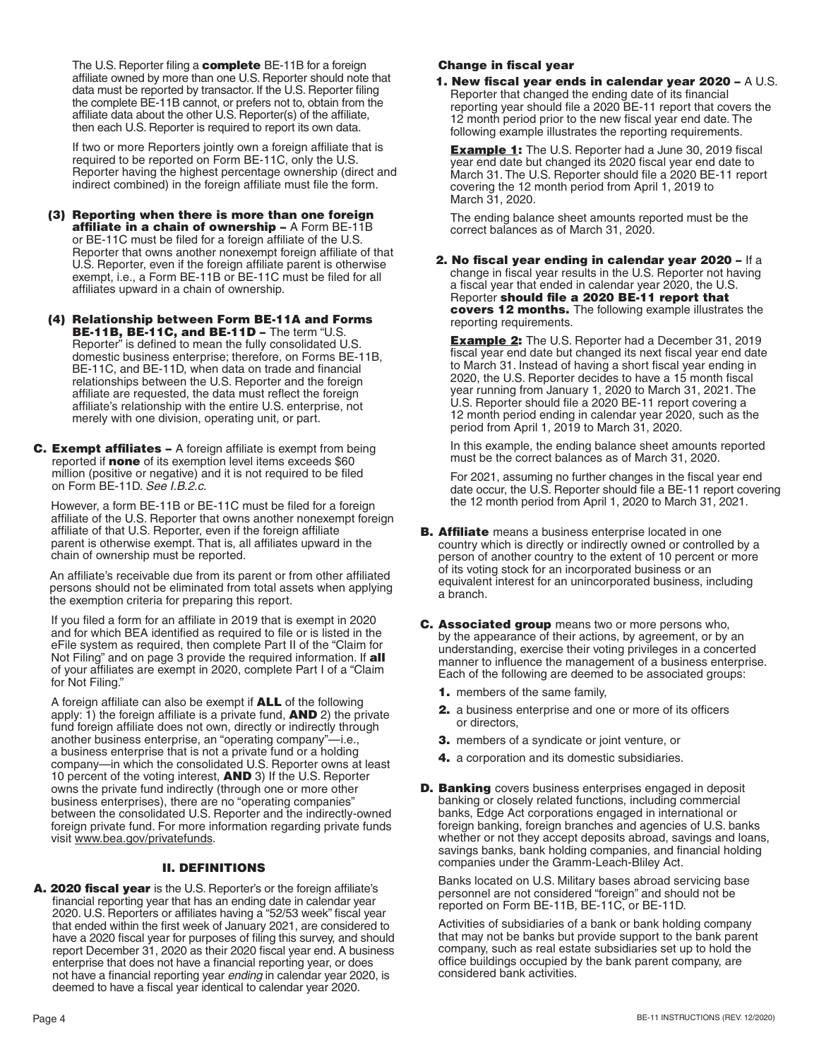The U.S. Reporter filing a **complete** BE-11B for a foreign affiliate owned by more than one U.S. Reporter should note that data must be reported by transactor. If the U.S. Reporter filing the complete BE-11B cannot, or prefers not to, obtain from the affiliate data about the other U.S. Reporter(s) of the affiliate, then each U.S. Reporter is required to report its own data.

If two or more Reporters jointly own a foreign affiliate that is required to be reported on Form BE-11C, only the U.S. Reporter having the highest percentage ownership (direct and indirect combined) in the foreign affiliate must file the form.

**(3) Reporting when there is more than one foreign affiliate in a chain of ownership –** A Form BE-11B or BE-11C must be filed for a foreign affiliate of the U.S. Reporter that owns another nonexempt foreign affiliate of that U.S. Reporter, even if the foreign affiliate parent is otherwise exempt, i.e., a Form BE-11B or BE-11C must be filed for all affiliates upward in a chain of ownership.

**(4) Relationship between Form BE-11A and Forms BE-11B, BE-11C, and BE-11D –** The term "U.S. Reporter" is defined to mean the fully consolidated U.S. domestic business enterprise; therefore, on Forms BE-11B, BE-11C, and BE-11D, when data on trade and financial relationships between the U.S. Reporter and the foreign affiliate are requested, the data must reflect the foreign affiliate's relationship with the entire U.S. enterprise, not merely with one division, operating unit, or part.

**C. Exempt affiliates –** A foreign affiliate is exempt from being reported if **none** of its exemption level items exceeds $60 million (positive or negative) and it is not required to be filed on Form BE-11D. *See I.B.2.c.*

However, a form BE-11B or BE-11C must be filed for a foreign affiliate of the U.S. Reporter that owns another nonexempt foreign affiliate of that U.S. Reporter, even if the foreign affiliate parent is otherwise exempt. That is, all affiliates upward in the chain of ownership must be reported.

An affiliate's receivable due from its parent or from other affiliated persons should not be eliminated from total assets when applying the exemption criteria for preparing this report.

If you filed a form for an affiliate in 2019 that is exempt in 2020 and for which BEA identified as required to file or is listed in the eFile system as required, then complete Part II of the "Claim for Not Filing" and on page 3 provide the required information. If **all** of your affiliates are exempt in 2020, complete Part I of a "Claim for Not Filing."

A foreign affiliate can also be exempt if **ALL** of the following apply: 1) the foreign affiliate is a private fund, **AND** 2) the private fund foreign affiliate does not own, directly or indirectly through another business enterprise, an "operating company"—i.e., a business enterprise that is not a private fund or a holding company—in which the consolidated U.S. Reporter owns at least 10 percent of the voting interest, **AND** 3) If the U.S. Reporter owns the private fund indirectly (through one or more other business enterprises), there are no "operating companies" between the consolidated U.S. Reporter and the indirectly-owned foreign private fund. For more information regarding private funds visit www.bea.gov/privatefunds.

## II. DEFINITIONS

**A. 2020 fiscal year** is the U.S. Reporter's or the foreign affiliate's financial reporting year that has an ending date in calendar year 2020. U.S. Reporters or affiliates having a "52/53 week" fiscal year that ended within the first week of January 2021, are considered to have a 2020 fiscal year for purposes of filing this survey, and should report December 31, 2020 as their 2020 fiscal year end. A business enterprise that does not have a financial reporting year, or does not have a financial reporting year *ending* in calendar year 2020, is deemed to have a fiscal year identical to calendar year 2020.

**Change in fiscal year**

**1. New fiscal year ends in calendar year 2020 –** A U.S. Reporter that changed the ending date of its financial reporting year should file a 2020 BE-11 report that covers the 12 month period prior to the new fiscal year end date. The following example illustrates the reporting requirements.

**Example 1:** The U.S. Reporter had a June 30, 2019 fiscal year end date but changed its 2020 fiscal year end date to March 31. The U.S. Reporter should file a 2020 BE-11 report covering the 12 month period from April 1, 2019 to March 31, 2020.

The ending balance sheet amounts reported must be the correct balances as of March 31, 2020.

**2. No fiscal year ending in calendar year 2020 –** If a change in fiscal year results in the U.S. Reporter not having a fiscal year that ended in calendar year 2020, the U.S. Reporter **should file a 2020 BE-11 report that covers 12 months.** The following example illustrates the reporting requirements.

**Example 2:** The U.S. Reporter had a December 31, 2019 fiscal year end date but changed its next fiscal year end date to March 31. Instead of having a short fiscal year ending in 2020, the U.S. Reporter decides to have a 15 month fiscal year running from January 1, 2020 to March 31, 2021. The U.S. Reporter should file a 2020 BE-11 report covering a 12 month period ending in calendar year 2020, such as the period from April 1, 2019 to March 31, 2020.

In this example, the ending balance sheet amounts reported must be the correct balances as of March 31, 2020.

For 2021, assuming no further changes in the fiscal year end date occur, the U.S. Reporter should file a BE-11 report covering the 12 month period from April 1, 2020 to March 31, 2021.

**B. Affiliate** means a business enterprise located in one country which is directly or indirectly owned or controlled by a person of another country to the extent of 10 percent or more of its voting stock for an incorporated business or an equivalent interest for an unincorporated business, including a branch.

**C. Associated group** means two or more persons who, by the appearance of their actions, by agreement, or by an understanding, exercise their voting privileges in a concerted manner to influence the management of a business enterprise. Each of the following are deemed to be associated groups:

1. members of the same family,
2. a business enterprise and one or more of its officers or directors,
3. members of a syndicate or joint venture, or
4. a corporation and its domestic subsidiaries.

**D. Banking** covers business enterprises engaged in deposit banking or closely related functions, including commercial banks, Edge Act corporations engaged in international or foreign banking, foreign branches and agencies of U.S. banks whether or not they accept deposits abroad, savings and loans, savings banks, bank holding companies, and financial holding companies under the Gramm-Leach-Bliley Act.

Banks located on U.S. Military bases abroad servicing base personnel are not considered "foreign" and should not be reported on Form BE-11B, BE-11C, or BE-11D.

Activities of subsidiaries of a bank or bank holding company that may not be banks but provide support to the bank parent company, such as real estate subsidiaries set up to hold the office buildings occupied by the bank parent company, are considered bank activities.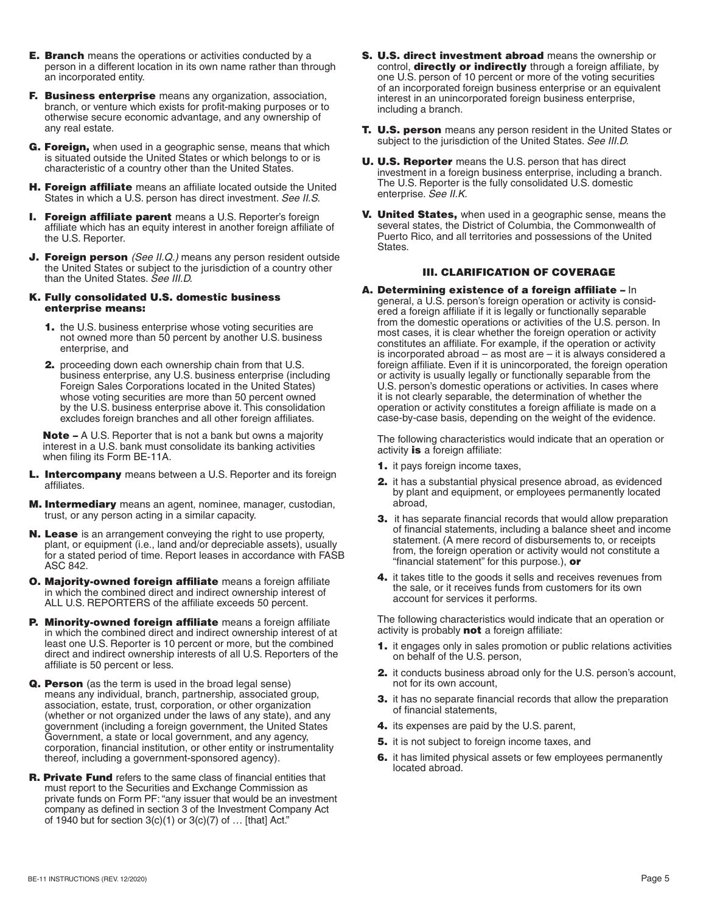**E. Branch** means the operations or activities conducted by a person in a different location in its own name rather than through an incorporated entity.

**F. Business enterprise** means any organization, association, branch, or venture which exists for profit-making purposes or to otherwise secure economic advantage, and any ownership of any real estate.

**G. Foreign,** when used in a geographic sense, means that which is situated outside the United States or which belongs to or is characteristic of a country other than the United States.

**H. Foreign affiliate** means an affiliate located outside the United States in which a U.S. person has direct investment. *See II.S.*

**I. Foreign affiliate parent** means a U.S. Reporter's foreign affiliate which has an equity interest in another foreign affiliate of the U.S. Reporter.

**J. Foreign person** *(See II.Q.)* means any person resident outside the United States or subject to the jurisdiction of a country other than the United States. *See III.D.*

**K. Fully consolidated U.S. domestic business enterprise means:**

1. the U.S. business enterprise whose voting securities are not owned more than 50 percent by another U.S. business enterprise, and
2. proceeding down each ownership chain from that U.S. business enterprise, any U.S. business enterprise (including Foreign Sales Corporations located in the United States) whose voting securities are more than 50 percent owned by the U.S. business enterprise above it. This consolidation excludes foreign branches and all other foreign affiliates.

**Note –** A U.S. Reporter that is not a bank but owns a majority interest in a U.S. bank must consolidate its banking activities when filing its Form BE-11A.

**L. Intercompany** means between a U.S. Reporter and its foreign affiliates.

**M. Intermediary** means an agent, nominee, manager, custodian, trust, or any person acting in a similar capacity.

**N. Lease** is an arrangement conveying the right to use property, plant, or equipment (i.e., land and/or depreciable assets), usually for a stated period of time. Report leases in accordance with FASB ASC 842.

**O. Majority-owned foreign affiliate** means a foreign affiliate in which the combined direct and indirect ownership interest of ALL U.S. REPORTERS of the affiliate exceeds 50 percent.

**P. Minority-owned foreign affiliate** means a foreign affiliate in which the combined direct and indirect ownership interest of at least one U.S. Reporter is 10 percent or more, but the combined direct and indirect ownership interests of all U.S. Reporters of the affiliate is 50 percent or less.

**Q. Person** (as the term is used in the broad legal sense) means any individual, branch, partnership, associated group, association, estate, trust, corporation, or other organization (whether or not organized under the laws of any state), and any government (including a foreign government, the United States Government, a state or local government, and any agency, corporation, financial institution, or other entity or instrumentality thereof, including a government-sponsored agency).

**R. Private Fund** refers to the same class of financial entities that must report to the Securities and Exchange Commission as private funds on Form PF: "any issuer that would be an investment company as defined in section 3 of the Investment Company Act of 1940 but for section 3(c)(1) or 3(c)(7) of … [that] Act."

**S. U.S. direct investment abroad** means the ownership or control, **directly or indirectly** through a foreign affiliate, by one U.S. person of 10 percent or more of the voting securities of an incorporated foreign business enterprise or an equivalent interest in an unincorporated foreign business enterprise, including a branch.

**T. U.S. person** means any person resident in the United States or subject to the jurisdiction of the United States. *See III.D.*

**U. U.S. Reporter** means the U.S. person that has direct investment in a foreign business enterprise, including a branch. The U.S. Reporter is the fully consolidated U.S. domestic enterprise. *See II.K.*

**V. United States,** when used in a geographic sense, means the several states, the District of Columbia, the Commonwealth of Puerto Rico, and all territories and possessions of the United States.

## III. CLARIFICATION OF COVERAGE

**A. Determining existence of a foreign affiliate –** In general, a U.S. person's foreign operation or activity is considered a foreign affiliate if it is legally or functionally separable from the domestic operations or activities of the U.S. person. In most cases, it is clear whether the foreign operation or activity constitutes an affiliate. For example, if the operation or activity is incorporated abroad – as most are – it is always considered a foreign affiliate. Even if it is unincorporated, the foreign operation or activity is usually legally or functionally separable from the U.S. person's domestic operations or activities. In cases where it is not clearly separable, the determination of whether the operation or activity constitutes a foreign affiliate is made on a case-by-case basis, depending on the weight of the evidence.

The following characteristics would indicate that an operation or activity **is** a foreign affiliate:

1. it pays foreign income taxes,
2. it has a substantial physical presence abroad, as evidenced by plant and equipment, or employees permanently located abroad,
3. it has separate financial records that would allow preparation of financial statements, including a balance sheet and income statement. (A mere record of disbursements to, or receipts from, the foreign operation or activity would not constitute a "financial statement" for this purpose.), **or**
4. it takes title to the goods it sells and receives revenues from the sale, or it receives funds from customers for its own account for services it performs.

The following characteristics would indicate that an operation or activity is probably **not** a foreign affiliate:

1. it engages only in sales promotion or public relations activities on behalf of the U.S. person,
2. it conducts business abroad only for the U.S. person's account, not for its own account,
3. it has no separate financial records that allow the preparation of financial statements,
4. its expenses are paid by the U.S. parent,
5. it is not subject to foreign income taxes, and
6. it has limited physical assets or few employees permanently located abroad.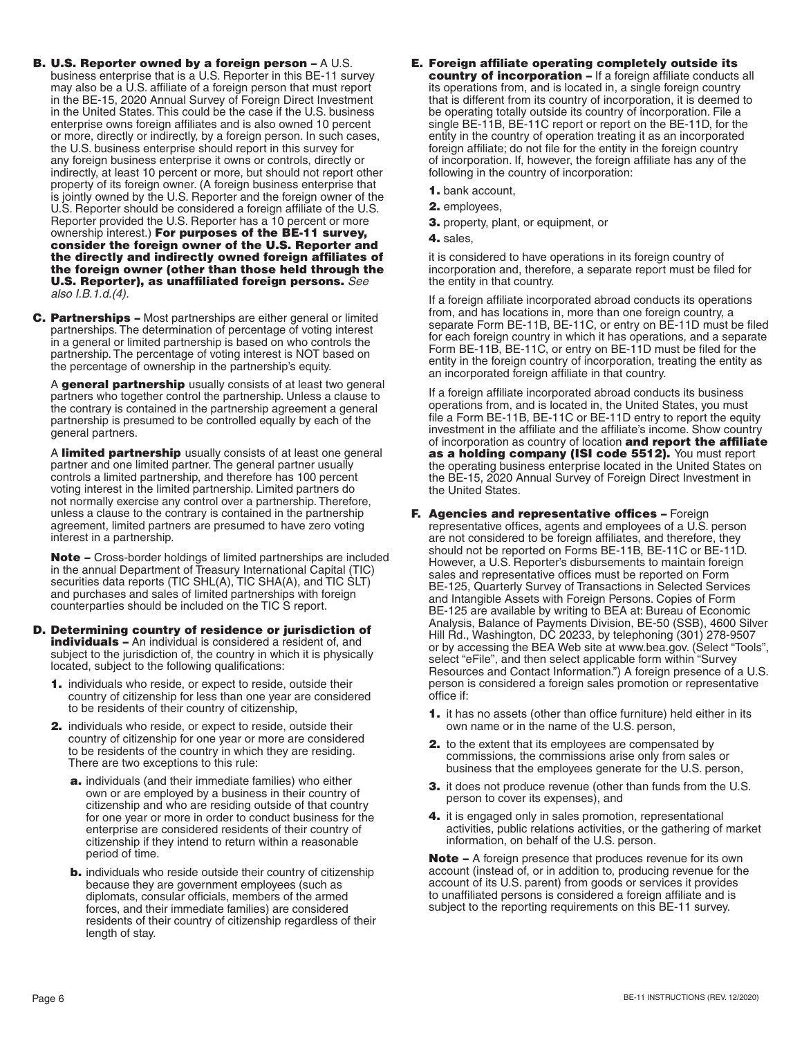**B. U.S. Reporter owned by a foreign person –** A U.S. business enterprise that is a U.S. Reporter in this BE-11 survey may also be a U.S. affiliate of a foreign person that must report in the BE-15, 2020 Annual Survey of Foreign Direct Investment in the United States. This could be the case if the U.S. business enterprise owns foreign affiliates and is also owned 10 percent or more, directly or indirectly, by a foreign person. In such cases, the U.S. business enterprise should report in this survey for any foreign business enterprise it owns or controls, directly or indirectly, at least 10 percent or more, but should not report other property of its foreign owner. (A foreign business enterprise that is jointly owned by the U.S. Reporter and the foreign owner of the U.S. Reporter should be considered a foreign affiliate of the U.S. Reporter provided the U.S. Reporter has a 10 percent or more ownership interest.) **For purposes of the BE-11 survey, consider the foreign owner of the U.S. Reporter and the directly and indirectly owned foreign affiliates of the foreign owner (other than those held through the U.S. Reporter), as unaffiliated foreign persons.** *See also I.B.1.d.(4).*

**C. Partnerships –** Most partnerships are either general or limited partnerships. The determination of percentage of voting interest in a general or limited partnership is based on who controls the partnership. The percentage of voting interest is NOT based on the percentage of ownership in the partnership's equity.

A **general partnership** usually consists of at least two general partners who together control the partnership. Unless a clause to the contrary is contained in the partnership agreement a general partnership is presumed to be controlled equally by each of the general partners.

A **limited partnership** usually consists of at least one general partner and one limited partner. The general partner usually controls a limited partnership, and therefore has 100 percent voting interest in the limited partnership. Limited partners do not normally exercise any control over a partnership. Therefore, unless a clause to the contrary is contained in the partnership agreement, limited partners are presumed to have zero voting interest in a partnership.

**Note –** Cross-border holdings of limited partnerships are included in the annual Department of Treasury International Capital (TIC) securities data reports (TIC SHL(A), TIC SHA(A), and TIC SLT) and purchases and sales of limited partnerships with foreign counterparties should be included on the TIC S report.

**D. Determining country of residence or jurisdiction of individuals –** An individual is considered a resident of, and subject to the jurisdiction of, the country in which it is physically located, subject to the following qualifications:

1. individuals who reside, or expect to reside, outside their country of citizenship for less than one year are considered to be residents of their country of citizenship,
2. individuals who reside, or expect to reside, outside their country of citizenship for one year or more are considered to be residents of the country in which they are residing. There are two exceptions to this rule:
   - **a.** individuals (and their immediate families) who either own or are employed by a business in their country of citizenship and who are residing outside of that country for one year or more in order to conduct business for the enterprise are considered residents of their country of citizenship if they intend to return within a reasonable period of time.
   - **b.** individuals who reside outside their country of citizenship because they are government employees (such as diplomats, consular officials, members of the armed forces, and their immediate families) are considered residents of their country of citizenship regardless of their length of stay.

**E. Foreign affiliate operating completely outside its country of incorporation –** If a foreign affiliate conducts all its operations from, and is located in, a single foreign country that is different from its country of incorporation, it is deemed to be operating totally outside its country of incorporation. File a single BE-11B, BE-11C report or report on the BE-11D, for the entity in the country of operation treating it as an incorporated foreign affiliate; do not file for the entity in the foreign country of incorporation. If, however, the foreign affiliate has any of the following in the country of incorporation:

1. bank account,
2. employees,
3. property, plant, or equipment, or
4. sales,

it is considered to have operations in its foreign country of incorporation and, therefore, a separate report must be filed for the entity in that country.

If a foreign affiliate incorporated abroad conducts its operations from, and has locations in, more than one foreign country, a separate Form BE-11B, BE-11C, or entry on BE-11D must be filed for each foreign country in which it has operations, and a separate Form BE-11B, BE-11C, or entry on BE-11D must be filed for the entity in the foreign country of incorporation, treating the entity as an incorporated foreign affiliate in that country.

If a foreign affiliate incorporated abroad conducts its business operations from, and is located in, the United States, you must file a Form BE-11B, BE-11C or BE-11D entry to report the equity investment in the affiliate and the affiliate's income. Show country of incorporation as country of location **and report the affiliate as a holding company (ISI code 5512).** You must report the operating business enterprise located in the United States on the BE-15, 2020 Annual Survey of Foreign Direct Investment in the United States.

**F. Agencies and representative offices –** Foreign representative offices, agents and employees of a U.S. person are not considered to be foreign affiliates, and therefore, they should not be reported on Forms BE-11B, BE-11C or BE-11D. However, a U.S. Reporter's disbursements to maintain foreign sales and representative offices must be reported on Form BE-125, Quarterly Survey of Transactions in Selected Services and Intangible Assets with Foreign Persons. Copies of Form BE-125 are available by writing to BEA at: Bureau of Economic Analysis, Balance of Payments Division, BE-50 (SSB), 4600 Silver Hill Rd., Washington, DC 20233, by telephoning (301) 278-9507 or by accessing the BEA Web site at www.bea.gov. (Select "Tools", select "eFile", and then select applicable form within "Survey Resources and Contact Information.") A foreign presence of a U.S. person is considered a foreign sales promotion or representative office if:

1. it has no assets (other than office furniture) held either in its own name or in the name of the U.S. person,
2. to the extent that its employees are compensated by commissions, the commissions arise only from sales or business that the employees generate for the U.S. person,
3. it does not produce revenue (other than funds from the U.S. person to cover its expenses), and
4. it is engaged only in sales promotion, representational activities, public relations activities, or the gathering of market information, on behalf of the U.S. person.

**Note –** A foreign presence that produces revenue for its own account (instead of, or in addition to, producing revenue for the account of its U.S. parent) from goods or services it provides to unaffiliated persons is considered a foreign affiliate and is subject to the reporting requirements on this BE-11 survey.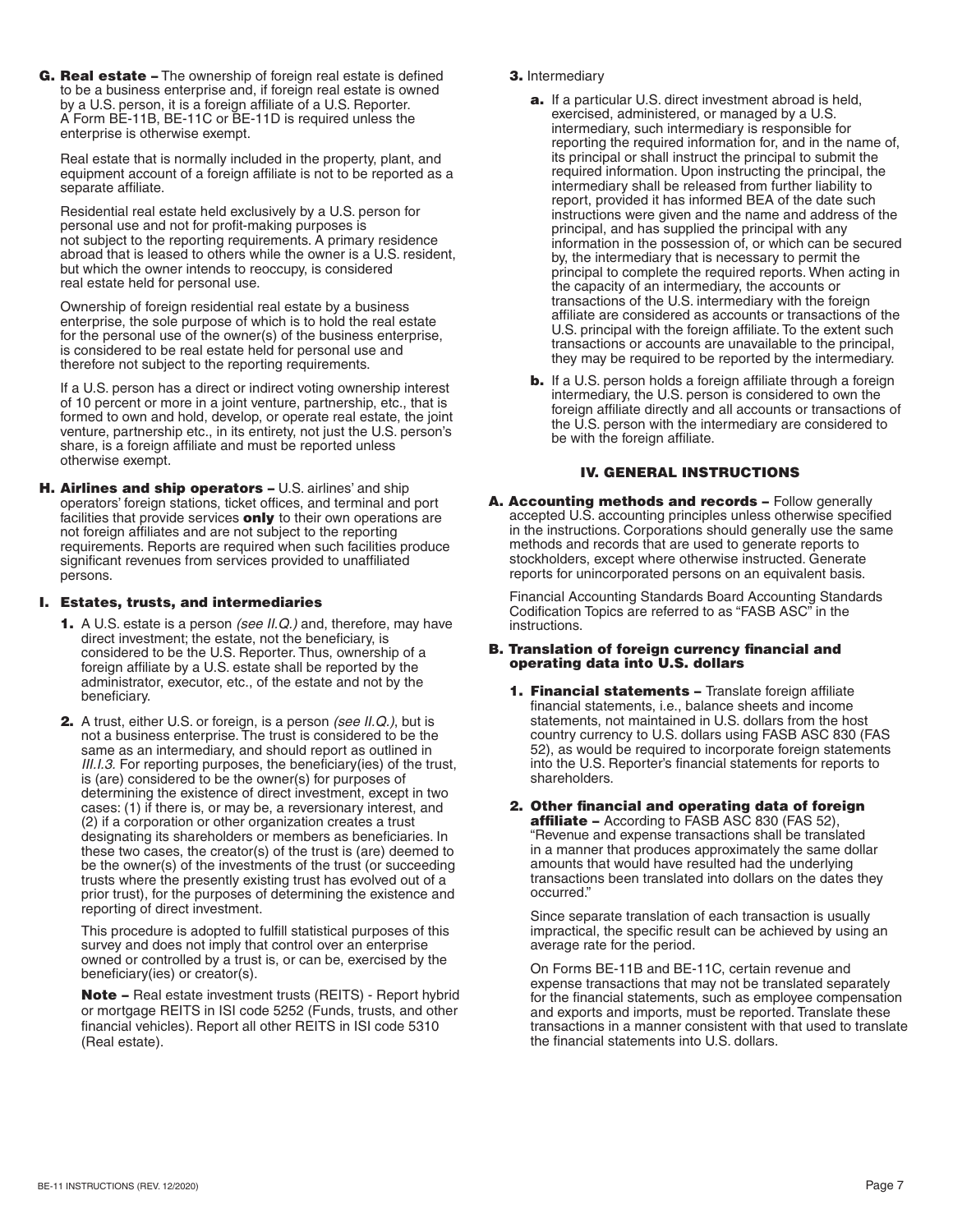**G. Real estate –** The ownership of foreign real estate is defined to be a business enterprise and, if foreign real estate is owned by a U.S. person, it is a foreign affiliate of a U.S. Reporter. A Form BE-11B, BE-11C or BE-11D is required unless the enterprise is otherwise exempt.

Real estate that is normally included in the property, plant, and equipment account of a foreign affiliate is not to be reported as a separate affiliate.

Residential real estate held exclusively by a U.S. person for personal use and not for profit-making purposes is not subject to the reporting requirements. A primary residence abroad that is leased to others while the owner is a U.S. resident, but which the owner intends to reoccupy, is considered real estate held for personal use.

Ownership of foreign residential real estate by a business enterprise, the sole purpose of which is to hold the real estate for the personal use of the owner(s) of the business enterprise, is considered to be real estate held for personal use and therefore not subject to the reporting requirements.

If a U.S. person has a direct or indirect voting ownership interest of 10 percent or more in a joint venture, partnership, etc., that is formed to own and hold, develop, or operate real estate, the joint venture, partnership etc., in its entirety, not just the U.S. person's share, is a foreign affiliate and must be reported unless otherwise exempt.

**H. Airlines and ship operators –** U.S. airlines' and ship operators' foreign stations, ticket offices, and terminal and port facilities that provide services **only** to their own operations are not foreign affiliates and are not subject to the reporting requirements. Reports are required when such facilities produce significant revenues from services provided to unaffiliated persons.

### I. Estates, trusts, and intermediaries

**1.** A U.S. estate is a person *(see II.Q.)* and, therefore, may have direct investment; the estate, not the beneficiary, is considered to be the U.S. Reporter. Thus, ownership of a foreign affiliate by a U.S. estate shall be reported by the administrator, executor, etc., of the estate and not by the beneficiary.

**2.** A trust, either U.S. or foreign, is a person *(see II.Q.)*, but is not a business enterprise. The trust is considered to be the same as an intermediary, and should report as outlined in *III.I.3.* For reporting purposes, the beneficiary(ies) of the trust, is (are) considered to be the owner(s) for purposes of determining the existence of direct investment, except in two cases: (1) if there is, or may be, a reversionary interest, and (2) if a corporation or other organization creates a trust designating its shareholders or members as beneficiaries. In these two cases, the creator(s) of the trust is (are) deemed to be the owner(s) of the investments of the trust (or succeeding trusts where the presently existing trust has evolved out of a prior trust), for the purposes of determining the existence and reporting of direct investment.

This procedure is adopted to fulfill statistical purposes of this survey and does not imply that control over an enterprise owned or controlled by a trust is, or can be, exercised by the beneficiary(ies) or creator(s).

**Note –** Real estate investment trusts (REITS) - Report hybrid or mortgage REITS in ISI code 5252 (Funds, trusts, and other financial vehicles). Report all other REITS in ISI code 5310 (Real estate).

**3.** Intermediary

**a.** If a particular U.S. direct investment abroad is held, exercised, administered, or managed by a U.S. intermediary, such intermediary is responsible for reporting the required information for, and in the name of, its principal or shall instruct the principal to submit the required information. Upon instructing the principal, the intermediary shall be released from further liability to report, provided it has informed BEA of the date such instructions were given and the name and address of the principal, and has supplied the principal with any information in the possession of, or which can be secured by, the intermediary that is necessary to permit the principal to complete the required reports. When acting in the capacity of an intermediary, the accounts or transactions of the U.S. intermediary with the foreign affiliate are considered as accounts or transactions of the U.S. principal with the foreign affiliate. To the extent such transactions or accounts are unavailable to the principal, they may be required to be reported by the intermediary.

**b.** If a U.S. person holds a foreign affiliate through a foreign intermediary, the U.S. person is considered to own the foreign affiliate directly and all accounts or transactions of the U.S. person with the intermediary are considered to be with the foreign affiliate.

## IV. GENERAL INSTRUCTIONS

**A. Accounting methods and records –** Follow generally accepted U.S. accounting principles unless otherwise specified in the instructions. Corporations should generally use the same methods and records that are used to generate reports to stockholders, except where otherwise instructed. Generate reports for unincorporated persons on an equivalent basis.

Financial Accounting Standards Board Accounting Standards Codification Topics are referred to as "FASB ASC" in the instructions.

### B. Translation of foreign currency financial and operating data into U.S. dollars

**1. Financial statements –** Translate foreign affiliate financial statements, i.e., balance sheets and income statements, not maintained in U.S. dollars from the host country currency to U.S. dollars using FASB ASC 830 (FAS 52), as would be required to incorporate foreign statements into the U.S. Reporter's financial statements for reports to shareholders.

**2. Other financial and operating data of foreign affiliate –** According to FASB ASC 830 (FAS 52), "Revenue and expense transactions shall be translated in a manner that produces approximately the same dollar amounts that would have resulted had the underlying transactions been translated into dollars on the dates they occurred."

Since separate translation of each transaction is usually impractical, the specific result can be achieved by using an average rate for the period.

On Forms BE-11B and BE-11C, certain revenue and expense transactions that may not be translated separately for the financial statements, such as employee compensation and exports and imports, must be reported. Translate these transactions in a manner consistent with that used to translate the financial statements into U.S. dollars.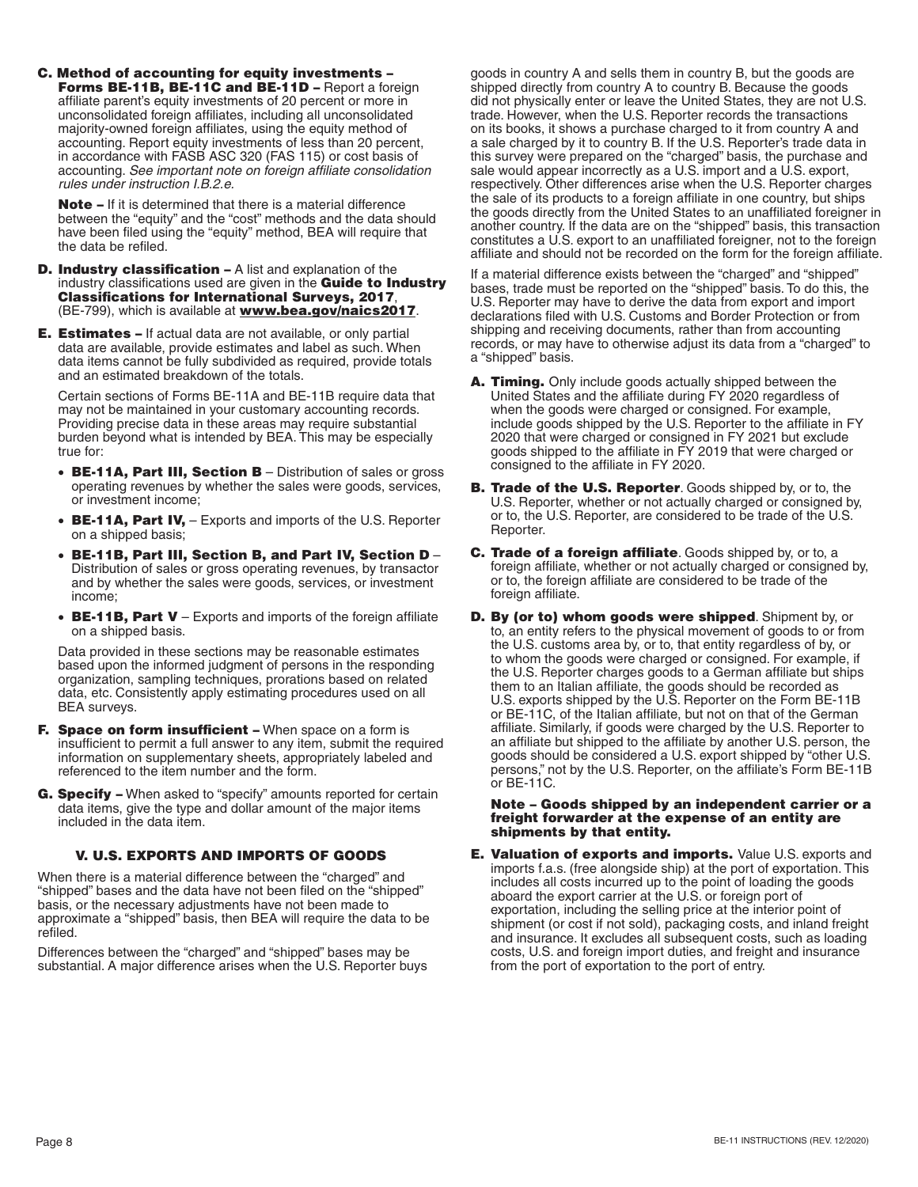**C. Method of accounting for equity investments – Forms BE-11B, BE-11C and BE-11D –** Report a foreign affiliate parent's equity investments of 20 percent or more in unconsolidated foreign affiliates, including all unconsolidated majority-owned foreign affiliates, using the equity method of accounting. Report equity investments of less than 20 percent, in accordance with FASB ASC 320 (FAS 115) or cost basis of accounting. *See important note on foreign affiliate consolidation rules under instruction I.B.2.e.*

**Note –** If it is determined that there is a material difference between the "equity" and the "cost" methods and the data should have been filed using the "equity" method, BEA will require that the data be refiled.

**D. Industry classification –** A list and explanation of the industry classifications used are given in the **Guide to Industry Classifications for International Surveys, 2017**, (BE-799), which is available at **www.bea.gov/naics2017**.

**E. Estimates –** If actual data are not available, or only partial data are available, provide estimates and label as such. When data items cannot be fully subdivided as required, provide totals and an estimated breakdown of the totals.

Certain sections of Forms BE-11A and BE-11B require data that may not be maintained in your customary accounting records. Providing precise data in these areas may require substantial burden beyond what is intended by BEA. This may be especially true for:

- **BE-11A, Part III, Section B** – Distribution of sales or gross operating revenues by whether the sales were goods, services, or investment income;
- **BE-11A, Part IV,** – Exports and imports of the U.S. Reporter on a shipped basis;
- **BE-11B, Part III, Section B, and Part IV, Section D** – Distribution of sales or gross operating revenues, by transactor and by whether the sales were goods, services, or investment income;
- **BE-11B, Part V** – Exports and imports of the foreign affiliate on a shipped basis.

Data provided in these sections may be reasonable estimates based upon the informed judgment of persons in the responding organization, sampling techniques, prorations based on related data, etc. Consistently apply estimating procedures used on all BEA surveys.

**F. Space on form insufficient –** When space on a form is insufficient to permit a full answer to any item, submit the required information on supplementary sheets, appropriately labeled and referenced to the item number and the form.

**G. Specify –** When asked to "specify" amounts reported for certain data items, give the type and dollar amount of the major items included in the data item.

## V. U.S. EXPORTS AND IMPORTS OF GOODS

When there is a material difference between the "charged" and "shipped" bases and the data have not been filed on the "shipped" basis, or the necessary adjustments have not been made to approximate a "shipped" basis, then BEA will require the data to be refiled.

Differences between the "charged" and "shipped" bases may be substantial. A major difference arises when the U.S. Reporter buys goods in country A and sells them in country B, but the goods are shipped directly from country A to country B. Because the goods did not physically enter or leave the United States, they are not U.S. trade. However, when the U.S. Reporter records the transactions on its books, it shows a purchase charged to it from country A and a sale charged by it to country B. If the U.S. Reporter's trade data in this survey were prepared on the "charged" basis, the purchase and sale would appear incorrectly as a U.S. import and a U.S. export, respectively. Other differences arise when the U.S. Reporter charges the sale of its products to a foreign affiliate in one country, but ships the goods directly from the United States to an unaffiliated foreigner in another country. If the data are on the "shipped" basis, this transaction constitutes a U.S. export to an unaffiliated foreigner, not to the foreign affiliate and should not be recorded on the form for the foreign affiliate.

If a material difference exists between the "charged" and "shipped" bases, trade must be reported on the "shipped" basis. To do this, the U.S. Reporter may have to derive the data from export and import declarations filed with U.S. Customs and Border Protection or from shipping and receiving documents, rather than from accounting records, or may have to otherwise adjust its data from a "charged" to a "shipped" basis.

**A. Timing.** Only include goods actually shipped between the United States and the affiliate during FY 2020 regardless of when the goods were charged or consigned. For example, include goods shipped by the U.S. Reporter to the affiliate in FY 2020 that were charged or consigned in FY 2021 but exclude goods shipped to the affiliate in FY 2019 that were charged or consigned to the affiliate in FY 2020.

**B. Trade of the U.S. Reporter**. Goods shipped by, or to, the U.S. Reporter, whether or not actually charged or consigned by, or to, the U.S. Reporter, are considered to be trade of the U.S. Reporter.

**C. Trade of a foreign affiliate**. Goods shipped by, or to, a foreign affiliate, whether or not actually charged or consigned by, or to, the foreign affiliate are considered to be trade of the foreign affiliate.

**D. By (or to) whom goods were shipped**. Shipment by, or to, an entity refers to the physical movement of goods to or from the U.S. customs area by, or to, that entity regardless of by, or to whom the goods were charged or consigned. For example, if the U.S. Reporter charges goods to a German affiliate but ships them to an Italian affiliate, the goods should be recorded as U.S. exports shipped by the U.S. Reporter on the Form BE-11B or BE-11C, of the Italian affiliate, but not on that of the German affiliate. Similarly, if goods were charged by the U.S. Reporter to an affiliate but shipped to the affiliate by another U.S. person, the goods should be considered a U.S. export shipped by "other U.S. persons," not by the U.S. Reporter, on the affiliate's Form BE-11B or BE-11C.

**Note – Goods shipped by an independent carrier or a freight forwarder at the expense of an entity are shipments by that entity.**

**E. Valuation of exports and imports.** Value U.S. exports and imports f.a.s. (free alongside ship) at the port of exportation. This includes all costs incurred up to the point of loading the goods aboard the export carrier at the U.S. or foreign port of exportation, including the selling price at the interior point of shipment (or cost if not sold), packaging costs, and inland freight and insurance. It excludes all subsequent costs, such as loading costs, U.S. and foreign import duties, and freight and insurance from the port of exportation to the port of entry.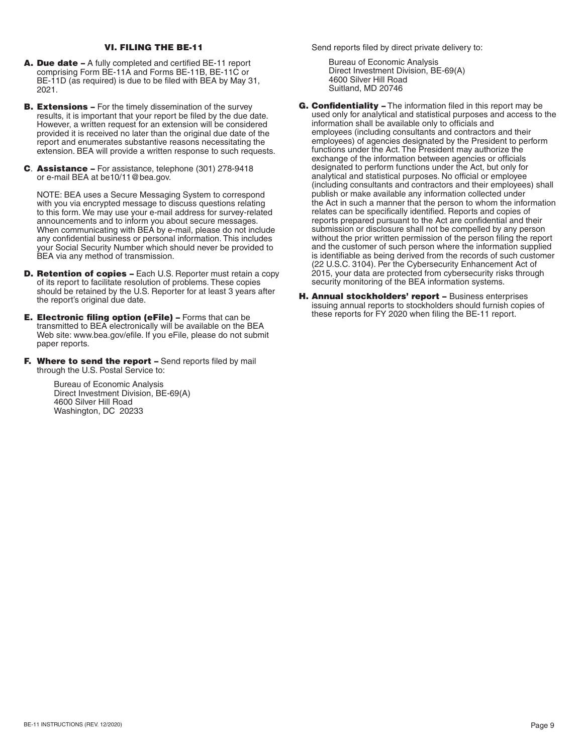## VI. FILING THE BE-11

**A. Due date –** A fully completed and certified BE-11 report comprising Form BE-11A and Forms BE-11B, BE-11C or BE-11D (as required) is due to be filed with BEA by May 31, 2021.

**B. Extensions –** For the timely dissemination of the survey results, it is important that your report be filed by the due date. However, a written request for an extension will be considered provided it is received no later than the original due date of the report and enumerates substantive reasons necessitating the extension. BEA will provide a written response to such requests.

**C. Assistance –** For assistance, telephone (301) 278-9418 or e-mail BEA at be10/11@bea.gov.

NOTE: BEA uses a Secure Messaging System to correspond with you via encrypted message to discuss questions relating to this form. We may use your e-mail address for survey-related announcements and to inform you about secure messages. When communicating with BEA by e-mail, please do not include any confidential business or personal information. This includes your Social Security Number which should never be provided to BEA via any method of transmission.

**D. Retention of copies –** Each U.S. Reporter must retain a copy of its report to facilitate resolution of problems. These copies should be retained by the U.S. Reporter for at least 3 years after the report's original due date.

**E. Electronic filing option (eFile) –** Forms that can be transmitted to BEA electronically will be available on the BEA Web site: www.bea.gov/efile. If you eFile, please do not submit paper reports.

**F. Where to send the report –** Send reports filed by mail through the U.S. Postal Service to:

Bureau of Economic Analysis
Direct Investment Division, BE-69(A)
4600 Silver Hill Road
Washington, DC 20233

Send reports filed by direct private delivery to:

Bureau of Economic Analysis
Direct Investment Division, BE-69(A)
4600 Silver Hill Road
Suitland, MD 20746

**G. Confidentiality –** The information filed in this report may be used only for analytical and statistical purposes and access to the information shall be available only to officials and employees (including consultants and contractors and their employees) of agencies designated by the President to perform functions under the Act. The President may authorize the exchange of the information between agencies or officials designated to perform functions under the Act, but only for analytical and statistical purposes. No official or employee (including consultants and contractors and their employees) shall publish or make available any information collected under the Act in such a manner that the person to whom the information relates can be specifically identified. Reports and copies of reports prepared pursuant to the Act are confidential and their submission or disclosure shall not be compelled by any person without the prior written permission of the person filing the report and the customer of such person where the information supplied is identifiable as being derived from the records of such customer (22 U.S.C. 3104). Per the Cybersecurity Enhancement Act of 2015, your data are protected from cybersecurity risks through security monitoring of the BEA information systems.

**H. Annual stockholders' report –** Business enterprises issuing annual reports to stockholders should furnish copies of these reports for FY 2020 when filing the BE-11 report.